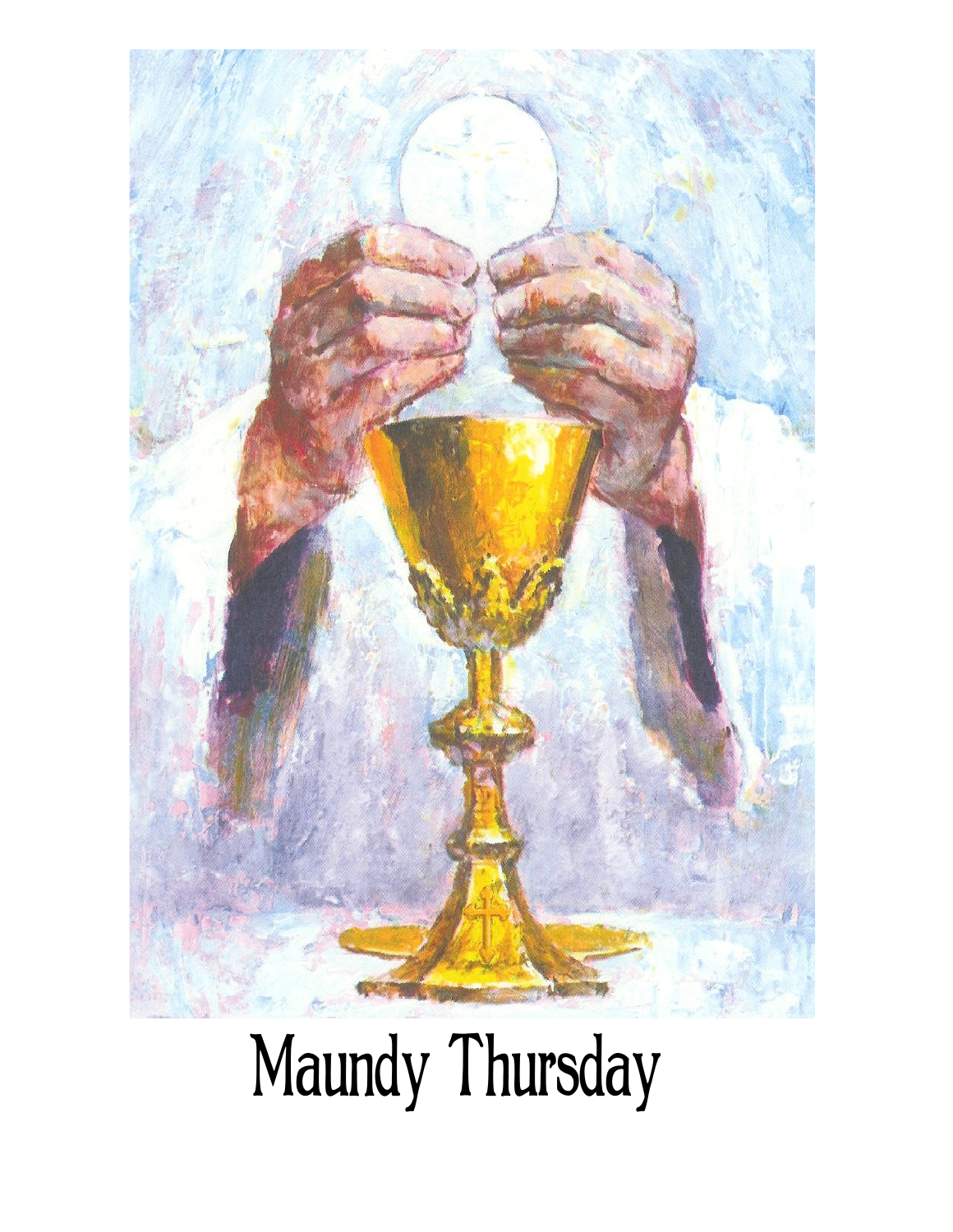# Maundy Thursday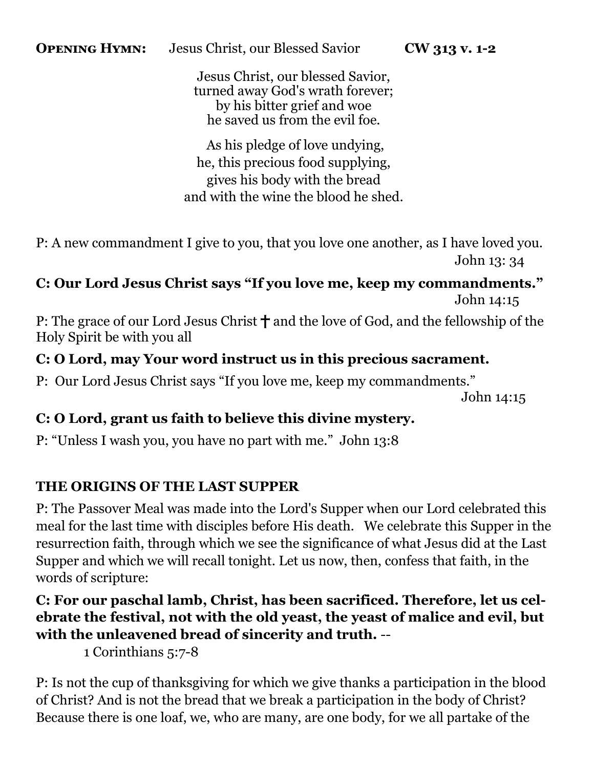**Opening Hymn:** Jesus Christ, our Blessed Savior **CW 313 v. 1-2**

Jesus Christ, our blessed Savior,
turned away God's wrath forever;
by his bitter grief and woe
he saved us from the evil foe.

As his pledge of love undying,
he, this precious food supplying,
gives his body with the bread
and with the wine the blood he shed.

P: A new commandment I give to you, that you love one another, as I have loved you.
John 13: 34

**C: Our Lord Jesus Christ says "If you love me, keep my commandments."**
John 14:15

P: The grace of our Lord Jesus Christ ✝ and the love of God, and the fellowship of the Holy Spirit be with you all

**C: O Lord, may Your word instruct us in this precious sacrament.**

P: Our Lord Jesus Christ says "If you love me, keep my commandments."
John 14:15

**C: O Lord, grant us faith to believe this divine mystery.**

P: "Unless I wash you, you have no part with me." John 13:8

**THE ORIGINS OF THE LAST SUPPER**

P: The Passover Meal was made into the Lord's Supper when our Lord celebrated this meal for the last time with disciples before His death. We celebrate this Supper in the resurrection faith, through which we see the significance of what Jesus did at the Last Supper and which we will recall tonight. Let us now, then, confess that faith, in the words of scripture:

**C: For our paschal lamb, Christ, has been sacrificed. Therefore, let us celebrate the festival, not with the old yeast, the yeast of malice and evil, but with the unleavened bread of sincerity and truth.** --
1 Corinthians 5:7-8

P: Is not the cup of thanksgiving for which we give thanks a participation in the blood of Christ? And is not the bread that we break a participation in the body of Christ? Because there is one loaf, we, who are many, are one body, for we all partake of the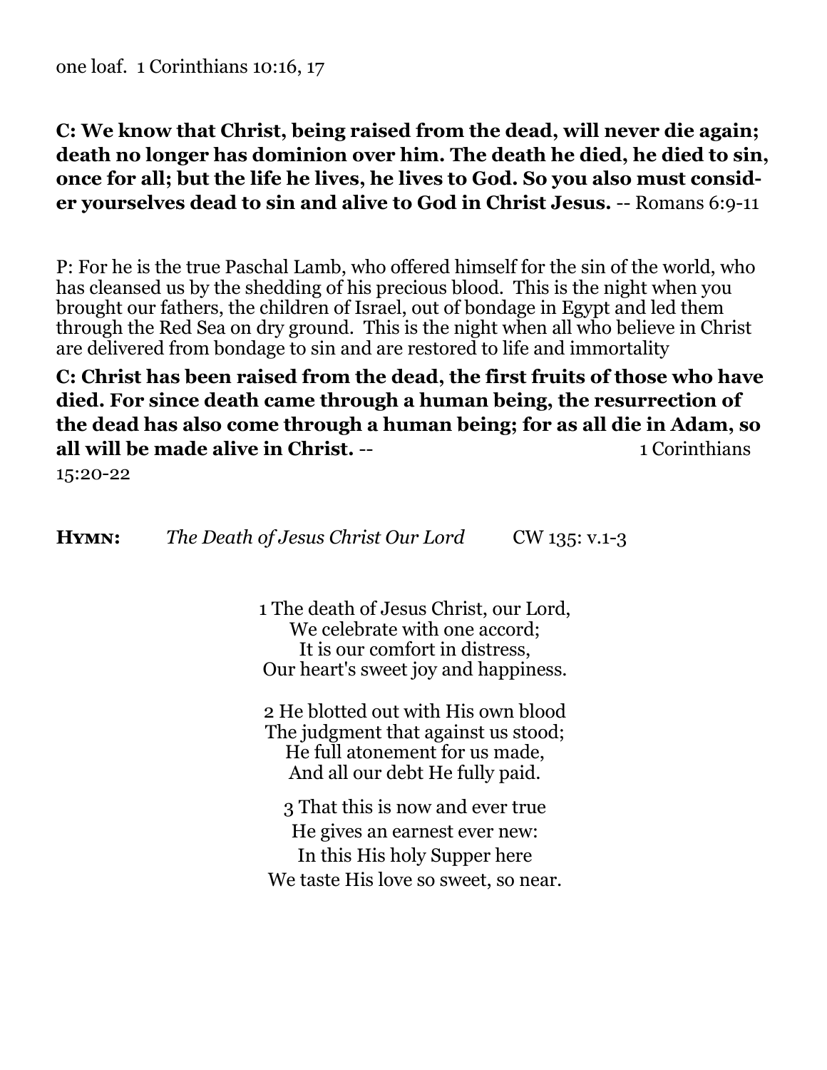one loaf. 1 Corinthians 10:16, 17

**C: We know that Christ, being raised from the dead, will never die again; death no longer has dominion over him. The death he died, he died to sin, once for all; but the life he lives, he lives to God. So you also must consider yourselves dead to sin and alive to God in Christ Jesus.** -- Romans 6:9-11

P: For he is the true Paschal Lamb, who offered himself for the sin of the world, who has cleansed us by the shedding of his precious blood. This is the night when you brought our fathers, the children of Israel, out of bondage in Egypt and led them through the Red Sea on dry ground. This is the night when all who believe in Christ are delivered from bondage to sin and are restored to life and immortality

**C: Christ has been raised from the dead, the first fruits of those who have died. For since death came through a human being, the resurrection of the dead has also come through a human being; for as all die in Adam, so all will be made alive in Christ.** -- 1 Corinthians 15:20-22

**HYMN:** *The Death of Jesus Christ Our Lord* CW 135: v.1-3

1 The death of Jesus Christ, our Lord,
We celebrate with one accord;
It is our comfort in distress,
Our heart's sweet joy and happiness.

2 He blotted out with His own blood
The judgment that against us stood;
He full atonement for us made,
And all our debt He fully paid.

3 That this is now and ever true
He gives an earnest ever new:
In this His holy Supper here
We taste His love so sweet, so near.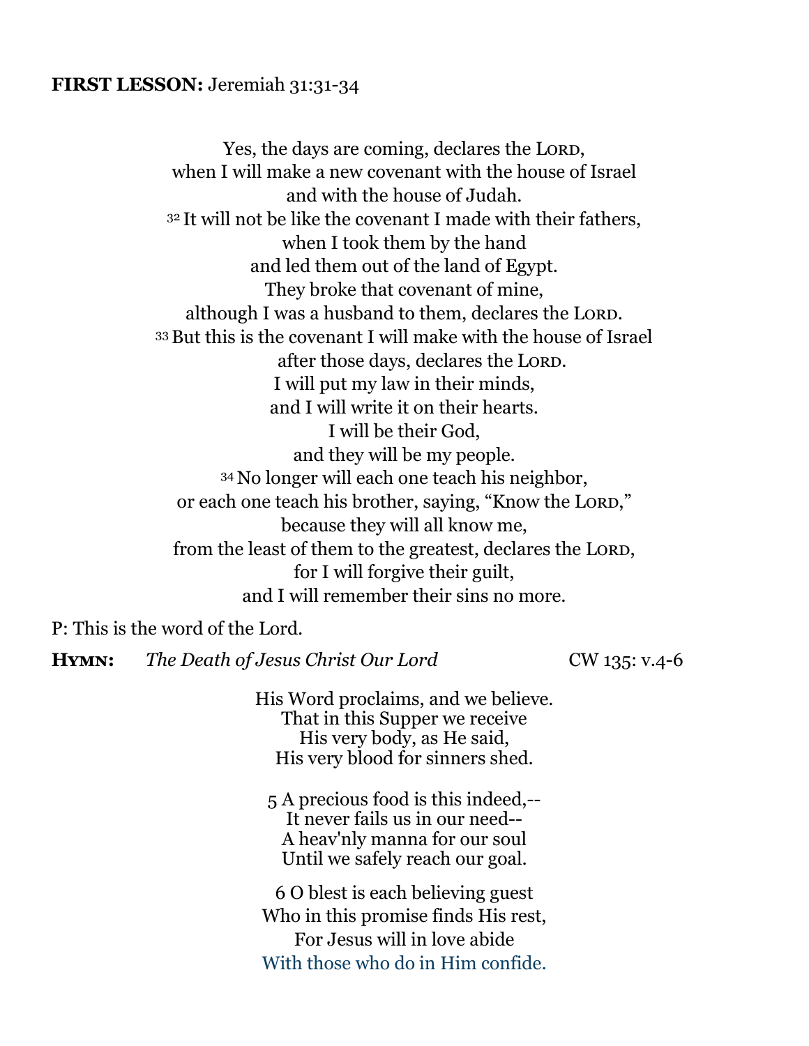**FIRST LESSON:** Jeremiah 31:31-34

Yes, the days are coming, declares the LORD,
when I will make a new covenant with the house of Israel
and with the house of Judah.
32 It will not be like the covenant I made with their fathers,
when I took them by the hand
and led them out of the land of Egypt.
They broke that covenant of mine,
although I was a husband to them, declares the LORD.
33 But this is the covenant I will make with the house of Israel
after those days, declares the LORD.
I will put my law in their minds,
and I will write it on their hearts.
I will be their God,
and they will be my people.
34 No longer will each one teach his neighbor,
or each one teach his brother, saying, "Know the LORD,"
because they will all know me,
from the least of them to the greatest, declares the LORD,
for I will forgive their guilt,
and I will remember their sins no more.

P: This is the word of the Lord.

**HYMN:** *The Death of Jesus Christ Our Lord* CW 135: v.4-6

His Word proclaims, and we believe.
That in this Supper we receive
His very body, as He said,
His very blood for sinners shed.

5 A precious food is this indeed,--
It never fails us in our need--
A heav'nly manna for our soul
Until we safely reach our goal.

6 O blest is each believing guest
Who in this promise finds His rest,
For Jesus will in love abide
With those who do in Him confide.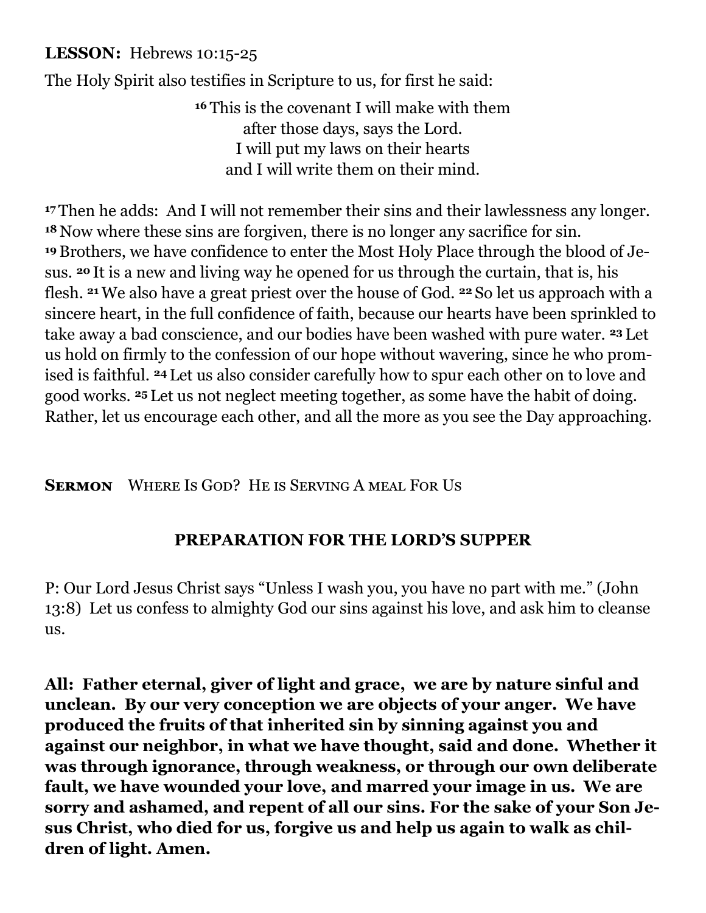**LESSON:** Hebrews 10:15-25

The Holy Spirit also testifies in Scripture to us, for first he said:

> [16] This is the covenant I will make with them
> after those days, says the Lord.
> I will put my laws on their hearts
> and I will write them on their mind.

[17] Then he adds: And I will not remember their sins and their lawlessness any longer. [18] Now where these sins are forgiven, there is no longer any sacrifice for sin. [19] Brothers, we have confidence to enter the Most Holy Place through the blood of Jesus. [20] It is a new and living way he opened for us through the curtain, that is, his flesh. [21] We also have a great priest over the house of God. [22] So let us approach with a sincere heart, in the full confidence of faith, because our hearts have been sprinkled to take away a bad conscience, and our bodies have been washed with pure water. [23] Let us hold on firmly to the confession of our hope without wavering, since he who promised is faithful. [24] Let us also consider carefully how to spur each other on to love and good works. [25] Let us not neglect meeting together, as some have the habit of doing. Rather, let us encourage each other, and all the more as you see the Day approaching.

**SERMON** WHERE IS GOD? HE IS SERVING A MEAL FOR US

## PREPARATION FOR THE LORD'S SUPPER

P: Our Lord Jesus Christ says "Unless I wash you, you have no part with me." (John 13:8) Let us confess to almighty God our sins against his love, and ask him to cleanse us.

**All: Father eternal, giver of light and grace, we are by nature sinful and unclean. By our very conception we are objects of your anger. We have produced the fruits of that inherited sin by sinning against you and against our neighbor, in what we have thought, said and done. Whether it was through ignorance, through weakness, or through our own deliberate fault, we have wounded your love, and marred your image in us. We are sorry and ashamed, and repent of all our sins. For the sake of your Son Jesus Christ, who died for us, forgive us and help us again to walk as children of light. Amen.**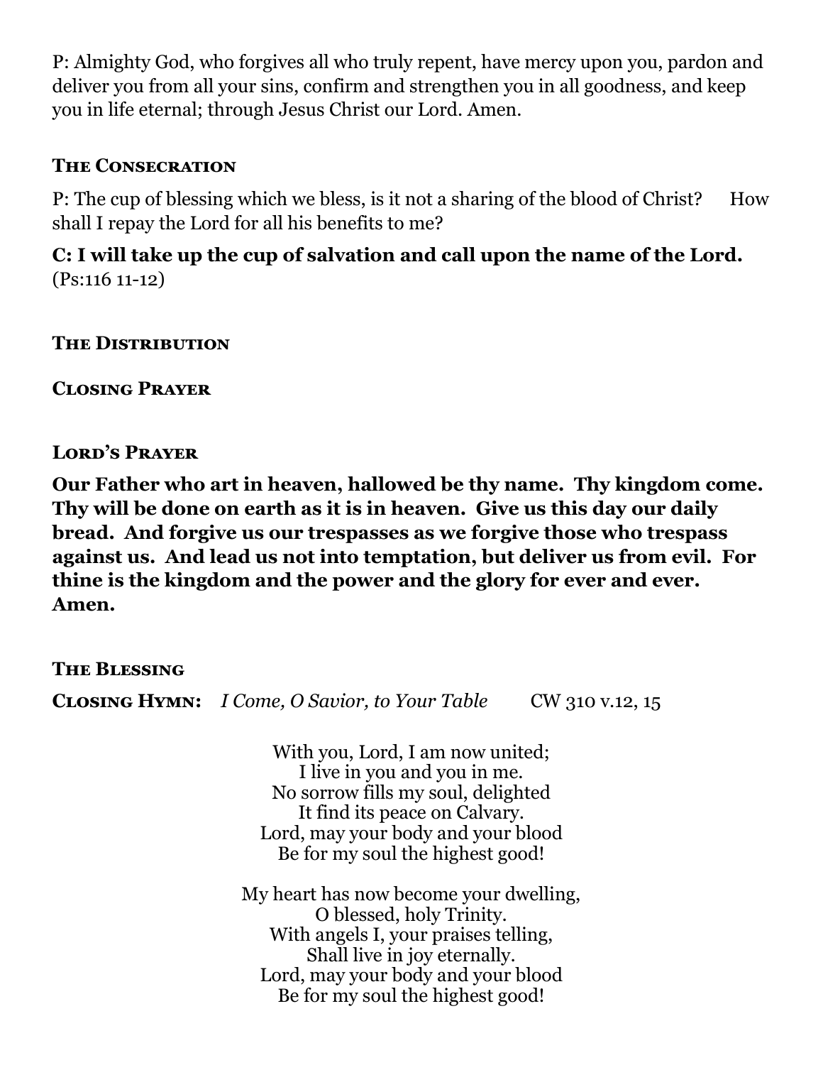P: Almighty God, who forgives all who truly repent, have mercy upon you, pardon and deliver you from all your sins, confirm and strengthen you in all goodness, and keep you in life eternal; through Jesus Christ our Lord. Amen.

### The Consecration

P: The cup of blessing which we bless, is it not a sharing of the blood of Christ? How shall I repay the Lord for all his benefits to me?

**C: I will take up the cup of salvation and call upon the name of the Lord.** (Ps:116 11-12)

### The Distribution

### Closing Prayer

### Lord's Prayer

**Our Father who art in heaven, hallowed be thy name. Thy kingdom come. Thy will be done on earth as it is in heaven. Give us this day our daily bread. And forgive us our trespasses as we forgive those who trespass against us. And lead us not into temptation, but deliver us from evil. For thine is the kingdom and the power and the glory for ever and ever. Amen.**

### The Blessing

**Closing Hymn:** *I Come, O Savior, to Your Table* CW 310 v.12, 15

With you, Lord, I am now united;
I live in you and you in me.
No sorrow fills my soul, delighted
It find its peace on Calvary.
Lord, may your body and your blood
Be for my soul the highest good!

My heart has now become your dwelling,
O blessed, holy Trinity.
With angels I, your praises telling,
Shall live in joy eternally.
Lord, may your body and your blood
Be for my soul the highest good!